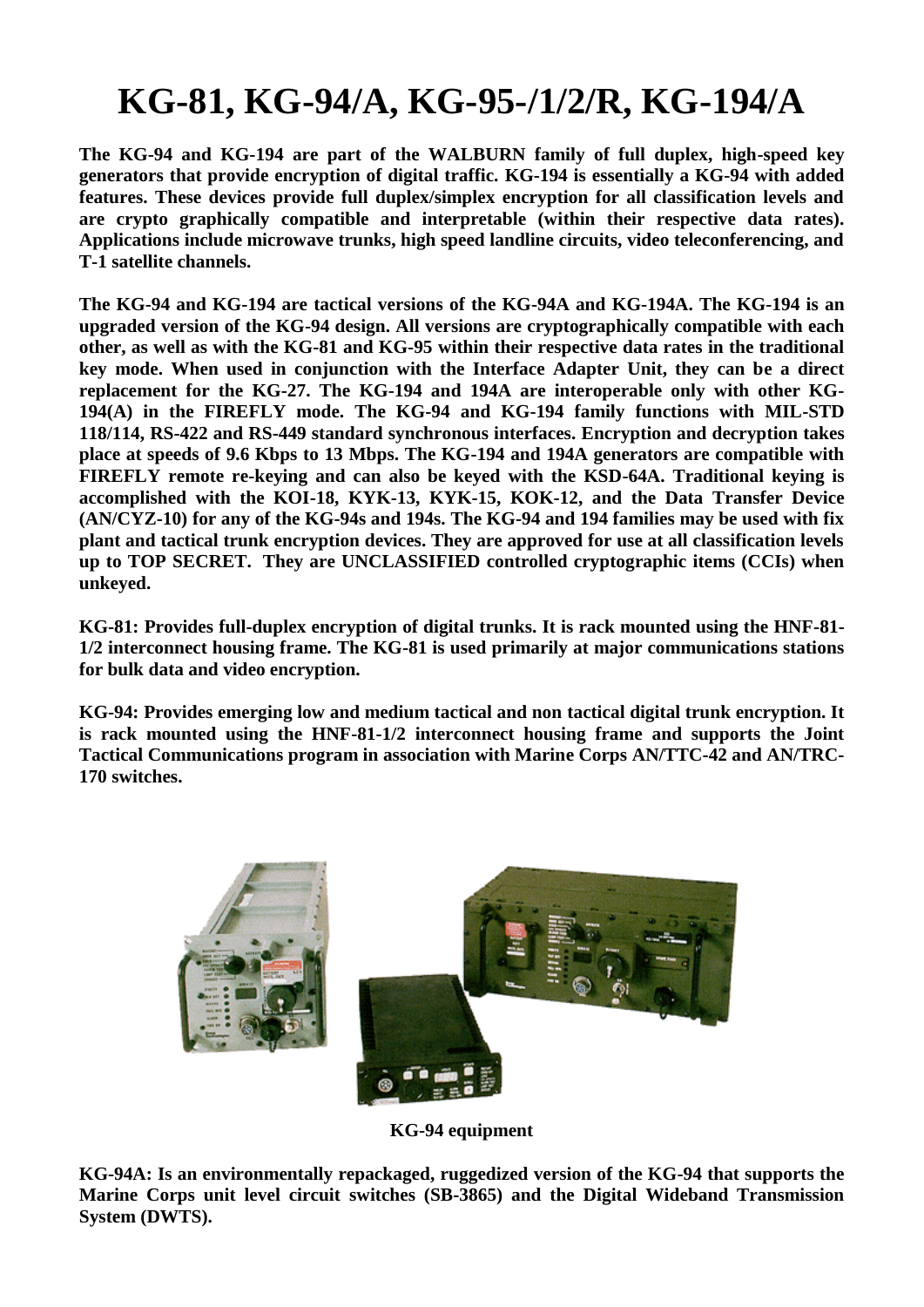# KG-81, KG-94/A, KG-95-/1/2/R, KG-194/A

**The KG-94 and KG-194 are part of the WALBURN family of full duplex, high-speed key generators that provide encryption of digital traffic. KG-194 is essentially a KG-94 with added features. These devices provide full duplex/simplex encryption for all classification levels and are crypto graphically compatible and interpretable (within their respective data rates). Applications include microwave trunks, high speed landline circuits, video teleconferencing, and T-1 satellite channels.**

**The KG-94 and KG-194 are tactical versions of the KG-94A and KG-194A. The KG-194 is an upgraded version of the KG-94 design. All versions are cryptographically compatible with each other, as well as with the KG-81 and KG-95 within their respective data rates in the traditional key mode. When used in conjunction with the Interface Adapter Unit, they can be a direct replacement for the KG-27. The KG-194 and 194A are interoperable only with other KG-194(A) in the FIREFLY mode. The KG-94 and KG-194 family functions with MIL-STD 118/114, RS-422 and RS-449 standard synchronous interfaces. Encryption and decryption takes place at speeds of 9.6 Kbps to 13 Mbps. The KG-194 and 194A generators are compatible with FIREFLY remote re-keying and can also be keyed with the KSD-64A. Traditional keying is accomplished with the KOI-18, KYK-13, KYK-15, KOK-12, and the Data Transfer Device (AN/CYZ-10) for any of the KG-94s and 194s. The KG-94 and 194 families may be used with fix plant and tactical trunk encryption devices. They are approved for use at all classification levels up to TOP SECRET. They are UNCLASSIFIED controlled cryptographic items (CCIs) when unkeyed.**

**KG-81: Provides full-duplex encryption of digital trunks. It is rack mounted using the HNF-81-1/2 interconnect housing frame. The KG-81 is used primarily at major communications stations for bulk data and video encryption.**

**KG-94: Provides emerging low and medium tactical and non tactical digital trunk encryption. It is rack mounted using the HNF-81-1/2 interconnect housing frame and supports the Joint Tactical Communications program in association with Marine Corps AN/TTC-42 and AN/TRC-170 switches.**

**KG-94 equipment**

**KG-94A: Is an environmentally repackaged, ruggedized version of the KG-94 that supports the Marine Corps unit level circuit switches (SB-3865) and the Digital Wideband Transmission System (DWTS).**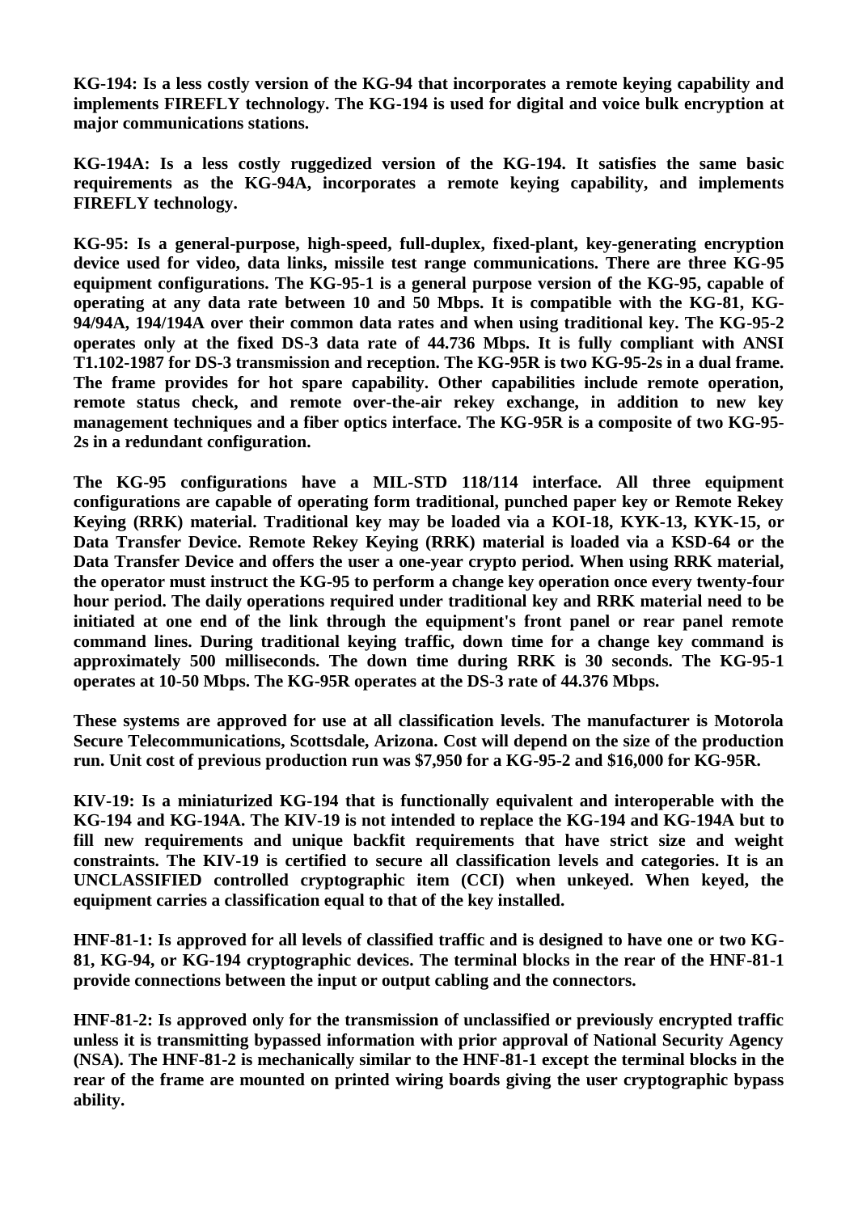**KG-194: Is a less costly version of the KG-94 that incorporates a remote keying capability and implements FIREFLY technology. The KG-194 is used for digital and voice bulk encryption at major communications stations.**

**KG-194A: Is a less costly ruggedized version of the KG-194. It satisfies the same basic requirements as the KG-94A, incorporates a remote keying capability, and implements FIREFLY technology.**

**KG-95: Is a general-purpose, high-speed, full-duplex, fixed-plant, key-generating encryption device used for video, data links, missile test range communications. There are three KG-95 equipment configurations. The KG-95-1 is a general purpose version of the KG-95, capable of operating at any data rate between 10 and 50 Mbps. It is compatible with the KG-81, KG-94/94A, 194/194A over their common data rates and when using traditional key. The KG-95-2 operates only at the fixed DS-3 data rate of 44.736 Mbps. It is fully compliant with ANSI T1.102-1987 for DS-3 transmission and reception. The KG-95R is two KG-95-2s in a dual frame. The frame provides for hot spare capability. Other capabilities include remote operation, remote status check, and remote over-the-air rekey exchange, in addition to new key management techniques and a fiber optics interface. The KG-95R is a composite of two KG-95-2s in a redundant configuration.**

**The KG-95 configurations have a MIL-STD 118/114 interface. All three equipment configurations are capable of operating form traditional, punched paper key or Remote Rekey Keying (RRK) material. Traditional key may be loaded via a KOI-18, KYK-13, KYK-15, or Data Transfer Device. Remote Rekey Keying (RRK) material is loaded via a KSD-64 or the Data Transfer Device and offers the user a one-year crypto period. When using RRK material, the operator must instruct the KG-95 to perform a change key operation once every twenty-four hour period. The daily operations required under traditional key and RRK material need to be initiated at one end of the link through the equipment's front panel or rear panel remote command lines. During traditional keying traffic, down time for a change key command is approximately 500 milliseconds. The down time during RRK is 30 seconds. The KG-95-1 operates at 10-50 Mbps. The KG-95R operates at the DS-3 rate of 44.376 Mbps.**

**These systems are approved for use at all classification levels. The manufacturer is Motorola Secure Telecommunications, Scottsdale, Arizona. Cost will depend on the size of the production run. Unit cost of previous production run was $7,950 for a KG-95-2 and $16,000 for KG-95R.**

**KIV-19: Is a miniaturized KG-194 that is functionally equivalent and interoperable with the KG-194 and KG-194A. The KIV-19 is not intended to replace the KG-194 and KG-194A but to fill new requirements and unique backfit requirements that have strict size and weight constraints. The KIV-19 is certified to secure all classification levels and categories. It is an UNCLASSIFIED controlled cryptographic item (CCI) when unkeyed. When keyed, the equipment carries a classification equal to that of the key installed.**

**HNF-81-1: Is approved for all levels of classified traffic and is designed to have one or two KG-81, KG-94, or KG-194 cryptographic devices. The terminal blocks in the rear of the HNF-81-1 provide connections between the input or output cabling and the connectors.**

**HNF-81-2: Is approved only for the transmission of unclassified or previously encrypted traffic unless it is transmitting bypassed information with prior approval of National Security Agency (NSA). The HNF-81-2 is mechanically similar to the HNF-81-1 except the terminal blocks in the rear of the frame are mounted on printed wiring boards giving the user cryptographic bypass ability.**